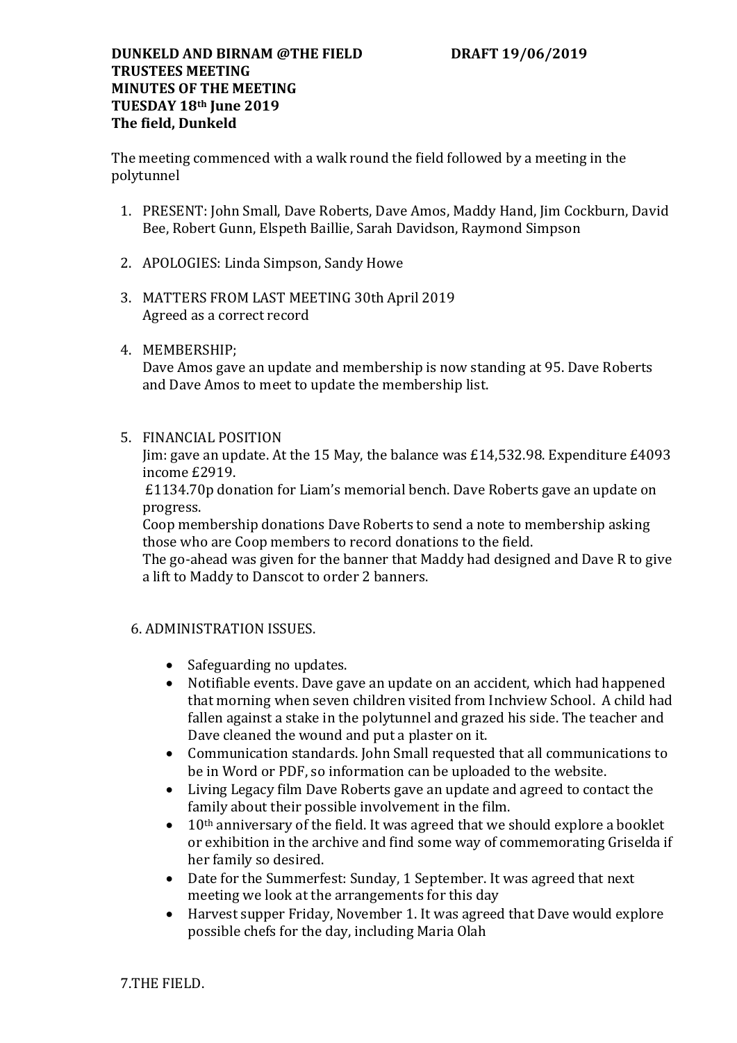**DUNKELD AND BIRNAM @THE FIELD** **DRAFT 19/06/2019**
**TRUSTEES MEETING**
**MINUTES OF THE MEETING**
**TUESDAY 18th June 2019**
**The field, Dunkeld**

The meeting commenced with a walk round the field followed by a meeting in the polytunnel

1. PRESENT: John Small, Dave Roberts, Dave Amos, Maddy Hand, Jim Cockburn, David Bee, Robert Gunn, Elspeth Baillie, Sarah Davidson, Raymond Simpson

2. APOLOGIES: Linda Simpson, Sandy Howe

3. MATTERS FROM LAST MEETING 30th April 2019
   Agreed as a correct record

4. MEMBERSHIP;
   Dave Amos gave an update and membership is now standing at 95. Dave Roberts and Dave Amos to meet to update the membership list.

5. FINANCIAL POSITION
   Jim: gave an update. At the 15 May, the balance was £14,532.98. Expenditure £4093 income £2919.
   £1134.70p donation for Liam's memorial bench. Dave Roberts gave an update on progress.
   Coop membership donations Dave Roberts to send a note to membership asking those who are Coop members to record donations to the field.
   The go-ahead was given for the banner that Maddy had designed and Dave R to give a lift to Maddy to Danscot to order 2 banners.

6. ADMINISTRATION ISSUES.

   - Safeguarding no updates.
   - Notifiable events. Dave gave an update on an accident, which had happened that morning when seven children visited from Inchview School. A child had fallen against a stake in the polytunnel and grazed his side. The teacher and Dave cleaned the wound and put a plaster on it.
   - Communication standards. John Small requested that all communications to be in Word or PDF, so information can be uploaded to the website.
   - Living Legacy film Dave Roberts gave an update and agreed to contact the family about their possible involvement in the film.
   - 10th anniversary of the field. It was agreed that we should explore a booklet or exhibition in the archive and find some way of commemorating Griselda if her family so desired.
   - Date for the Summerfest: Sunday, 1 September. It was agreed that next meeting we look at the arrangements for this day
   - Harvest supper Friday, November 1. It was agreed that Dave would explore possible chefs for the day, including Maria Olah

7. THE FIELD.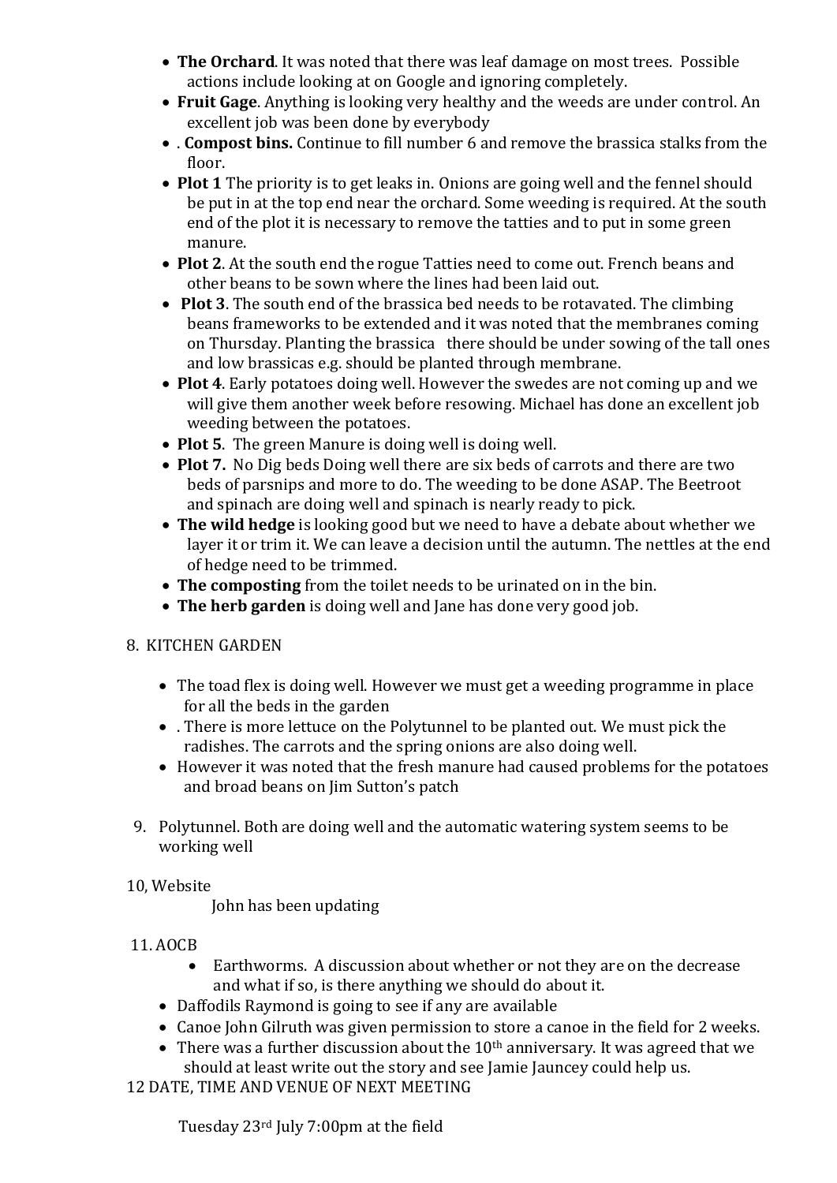- **The Orchard**. It was noted that there was leaf damage on most trees. Possible actions include looking at on Google and ignoring completely.
- **Fruit Gage**. Anything is looking very healthy and the weeds are under control. An excellent job was been done by everybody
- . **Compost bins.** Continue to fill number 6 and remove the brassica stalks from the floor.
- **Plot 1** The priority is to get leaks in. Onions are going well and the fennel should be put in at the top end near the orchard. Some weeding is required. At the south end of the plot it is necessary to remove the tatties and to put in some green manure.
- **Plot 2**. At the south end the rogue Tatties need to come out. French beans and other beans to be sown where the lines had been laid out.
- **Plot 3**. The south end of the brassica bed needs to be rotavated. The climbing beans frameworks to be extended and it was noted that the membranes coming on Thursday. Planting the brassica there should be under sowing of the tall ones and low brassicas e.g. should be planted through membrane.
- **Plot 4**. Early potatoes doing well. However the swedes are not coming up and we will give them another week before resowing. Michael has done an excellent job weeding between the potatoes.
- **Plot 5**. The green Manure is doing well is doing well.
- **Plot 7.** No Dig beds Doing well there are six beds of carrots and there are two beds of parsnips and more to do. The weeding to be done ASAP. The Beetroot and spinach are doing well and spinach is nearly ready to pick.
- **The wild hedge** is looking good but we need to have a debate about whether we layer it or trim it. We can leave a decision until the autumn. The nettles at the end of hedge need to be trimmed.
- **The composting** from the toilet needs to be urinated on in the bin.
- **The herb garden** is doing well and Jane has done very good job.

8. KITCHEN GARDEN

- The toad flex is doing well. However we must get a weeding programme in place for all the beds in the garden
- . There is more lettuce on the Polytunnel to be planted out. We must pick the radishes. The carrots and the spring onions are also doing well.
- However it was noted that the fresh manure had caused problems for the potatoes and broad beans on Jim Sutton's patch

9. Polytunnel. Both are doing well and the automatic watering system seems to be working well

10, Website

John has been updating

11. AOCB

- Earthworms. A discussion about whether or not they are on the decrease and what if so, is there anything we should do about it.
- Daffodils Raymond is going to see if any are available
- Canoe John Gilruth was given permission to store a canoe in the field for 2 weeks.
- There was a further discussion about the 10th anniversary. It was agreed that we should at least write out the story and see Jamie Jauncey could help us.

12 DATE, TIME AND VENUE OF NEXT MEETING

Tuesday 23rd July 7:00pm at the field